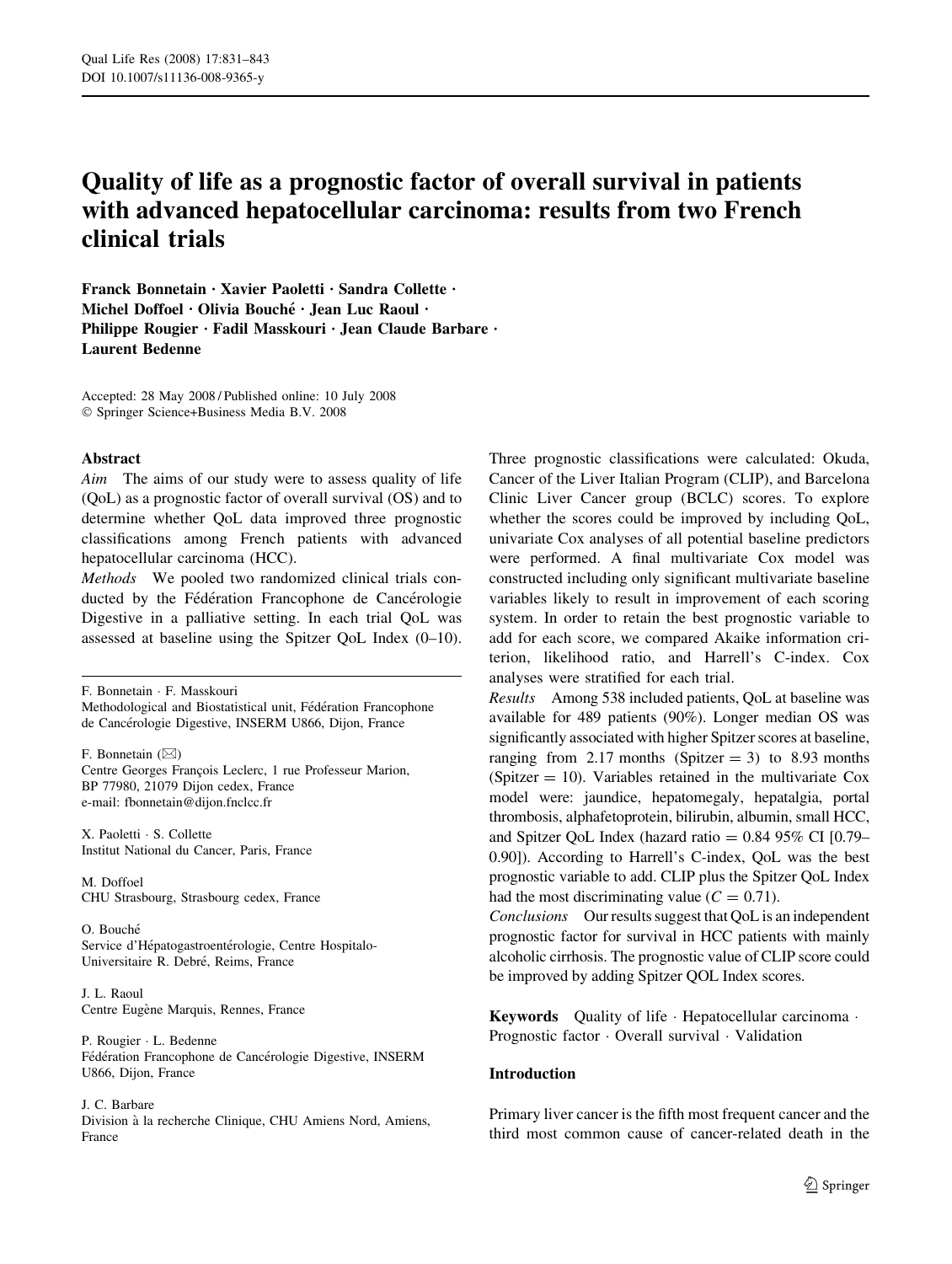# Quality of life as a prognostic factor of overall survival in patients with advanced hepatocellular carcinoma: results from two French clinical trials

**Franck Bonnetain · Xavier Paoletti · Sandra Collette · Michel Doffoel · Olivia Bouché · Jean Luc Raoul · Philippe Rougier · Fadil Masskouri · Jean Claude Barbare · Laurent Bedenne**

Accepted: 28 May 2008 / Published online: 10 July 2008
© Springer Science+Business Media B.V. 2008

## Abstract

*Aim* The aims of our study were to assess quality of life (QoL) as a prognostic factor of overall survival (OS) and to determine whether QoL data improved three prognostic classifications among French patients with advanced hepatocellular carcinoma (HCC).

*Methods* We pooled two randomized clinical trials conducted by the Fédération Francophone de Cancérologie Digestive in a palliative setting. In each trial QoL was assessed at baseline using the Spitzer QoL Index (0–10). Three prognostic classifications were calculated: Okuda, Cancer of the Liver Italian Program (CLIP), and Barcelona Clinic Liver Cancer group (BCLC) scores. To explore whether the scores could be improved by including QoL, univariate Cox analyses of all potential baseline predictors were performed. A final multivariate Cox model was constructed including only significant multivariate baseline variables likely to result in improvement of each scoring system. In order to retain the best prognostic variable to add for each score, we compared Akaike information criterion, likelihood ratio, and Harrell's C-index. Cox analyses were stratified for each trial.

*Results* Among 538 included patients, QoL at baseline was available for 489 patients (90%). Longer median OS was significantly associated with higher Spitzer scores at baseline, ranging from 2.17 months (Spitzer = 3) to 8.93 months (Spitzer = 10). Variables retained in the multivariate Cox model were: jaundice, hepatomegaly, hepatalgia, portal thrombosis, alphafetoprotein, bilirubin, albumin, small HCC, and Spitzer QoL Index (hazard ratio = 0.84 95% CI [0.79–0.90]). According to Harrell's C-index, QoL was the best prognostic variable to add. CLIP plus the Spitzer QoL Index had the most discriminating value ($C = 0.71$).

*Conclusions* Our results suggest that QoL is an independent prognostic factor for survival in HCC patients with mainly alcoholic cirrhosis. The prognostic value of CLIP score could be improved by adding Spitzer QOL Index scores.

**Keywords** Quality of life · Hepatocellular carcinoma · Prognostic factor · Overall survival · Validation

F. Bonnetain · F. Masskouri
Methodological and Biostatistical unit, Fédération Francophone de Cancérologie Digestive, INSERM U866, Dijon, France

F. Bonnetain (✉)
Centre Georges François Leclerc, 1 rue Professeur Marion, BP 77980, 21079 Dijon cedex, France
e-mail: fbonnetain@dijon.fnclcc.fr

X. Paoletti · S. Collette
Institut National du Cancer, Paris, France

M. Doffoel
CHU Strasbourg, Strasbourg cedex, France

O. Bouché
Service d'Hépatogastroentérologie, Centre Hospitalo-Universitaire R. Debré, Reims, France

J. L. Raoul
Centre Eugène Marquis, Rennes, France

P. Rougier · L. Bedenne
Fédération Francophone de Cancérologie Digestive, INSERM U866, Dijon, France

J. C. Barbare
Division à la recherche Clinique, CHU Amiens Nord, Amiens, France

## Introduction

Primary liver cancer is the fifth most frequent cancer and the third most common cause of cancer-related death in the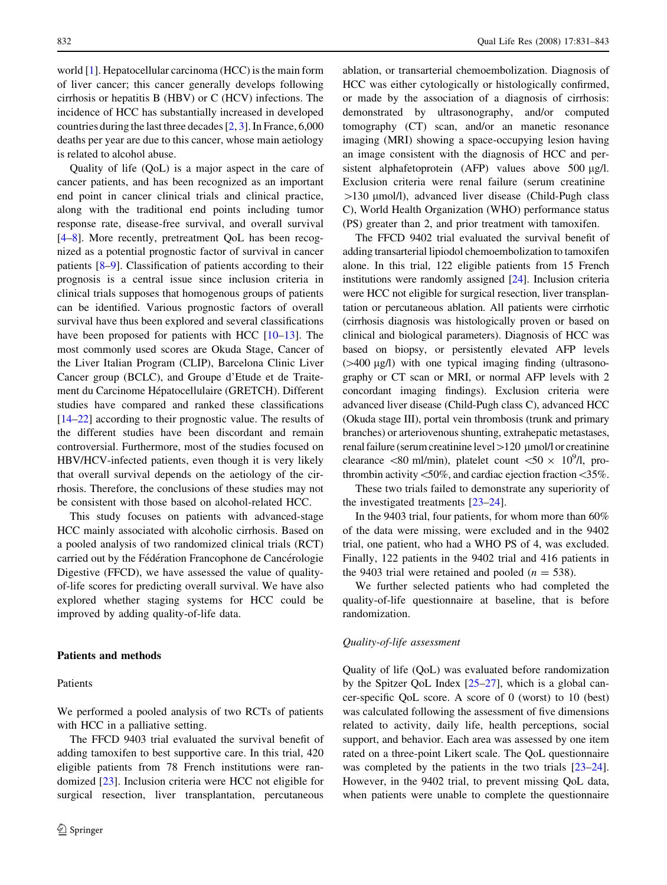world [1]. Hepatocellular carcinoma (HCC) is the main form of liver cancer; this cancer generally develops following cirrhosis or hepatitis B (HBV) or C (HCV) infections. The incidence of HCC has substantially increased in developed countries during the last three decades [2, 3]. In France, 6,000 deaths per year are due to this cancer, whose main aetiology is related to alcohol abuse.

Quality of life (QoL) is a major aspect in the care of cancer patients, and has been recognized as an important end point in cancer clinical trials and clinical practice, along with the traditional end points including tumor response rate, disease-free survival, and overall survival [4–8]. More recently, pretreatment QoL has been recognized as a potential prognostic factor of survival in cancer patients [8–9]. Classification of patients according to their prognosis is a central issue since inclusion criteria in clinical trials supposes that homogenous groups of patients can be identified. Various prognostic factors of overall survival have thus been explored and several classifications have been proposed for patients with HCC [10–13]. The most commonly used scores are Okuda Stage, Cancer of the Liver Italian Program (CLIP), Barcelona Clinic Liver Cancer group (BCLC), and Groupe d'Etude et de Traitement du Carcinome Hépatocellulaire (GRETCH). Different studies have compared and ranked these classifications [14–22] according to their prognostic value. The results of the different studies have been discordant and remain controversial. Furthermore, most of the studies focused on HBV/HCV-infected patients, even though it is very likely that overall survival depends on the aetiology of the cirrhosis. Therefore, the conclusions of these studies may not be consistent with those based on alcohol-related HCC.

This study focuses on patients with advanced-stage HCC mainly associated with alcoholic cirrhosis. Based on a pooled analysis of two randomized clinical trials (RCT) carried out by the Fédération Francophone de Cancérologie Digestive (FFCD), we have assessed the value of quality-of-life scores for predicting overall survival. We have also explored whether staging systems for HCC could be improved by adding quality-of-life data.

## Patients and methods

### Patients

We performed a pooled analysis of two RCTs of patients with HCC in a palliative setting.

The FFCD 9403 trial evaluated the survival benefit of adding tamoxifen to best supportive care. In this trial, 420 eligible patients from 78 French institutions were randomized [23]. Inclusion criteria were HCC not eligible for surgical resection, liver transplantation, percutaneous ablation, or transarterial chemoembolization. Diagnosis of HCC was either cytologically or histologically confirmed, or made by the association of a diagnosis of cirrhosis: demonstrated by ultrasonography, and/or computed tomography (CT) scan, and/or an manetic resonance imaging (MRI) showing a space-occupying lesion having an image consistent with the diagnosis of HCC and persistent alphafetoprotein (AFP) values above 500 μg/l. Exclusion criteria were renal failure (serum creatinine >130 μmol/l), advanced liver disease (Child-Pugh class C), World Health Organization (WHO) performance status (PS) greater than 2, and prior treatment with tamoxifen.

The FFCD 9402 trial evaluated the survival benefit of adding transarterial lipiodol chemoembolization to tamoxifen alone. In this trial, 122 eligible patients from 15 French institutions were randomly assigned [24]. Inclusion criteria were HCC not eligible for surgical resection, liver transplantation or percutaneous ablation. All patients were cirrhotic (cirrhosis diagnosis was histologically proven or based on clinical and biological parameters). Diagnosis of HCC was based on biopsy, or persistently elevated AFP levels (>400 μg/l) with one typical imaging finding (ultrasonography or CT scan or MRI, or normal AFP levels with 2 concordant imaging findings). Exclusion criteria were advanced liver disease (Child-Pugh class C), advanced HCC (Okuda stage III), portal vein thrombosis (trunk and primary branches) or arteriovenous shunting, extrahepatic metastases, renal failure (serum creatinine level >120 μmol/l or creatinine clearance <80 ml/min), platelet count $<50 \times 10^9$/l, prothrombin activity <50%, and cardiac ejection fraction <35%.

These two trials failed to demonstrate any superiority of the investigated treatments [23–24].

In the 9403 trial, four patients, for whom more than 60% of the data were missing, were excluded and in the 9402 trial, one patient, who had a WHO PS of 4, was excluded. Finally, 122 patients in the 9402 trial and 416 patients in the 9403 trial were retained and pooled ($n = 538$).

We further selected patients who had completed the quality-of-life questionnaire at baseline, that is before randomization.

### *Quality-of-life assessment*

Quality of life (QoL) was evaluated before randomization by the Spitzer QoL Index [25–27], which is a global cancer-specific QoL score. A score of 0 (worst) to 10 (best) was calculated following the assessment of five dimensions related to activity, daily life, health perceptions, social support, and behavior. Each area was assessed by one item rated on a three-point Likert scale. The QoL questionnaire was completed by the patients in the two trials [23–24]. However, in the 9402 trial, to prevent missing QoL data, when patients were unable to complete the questionnaire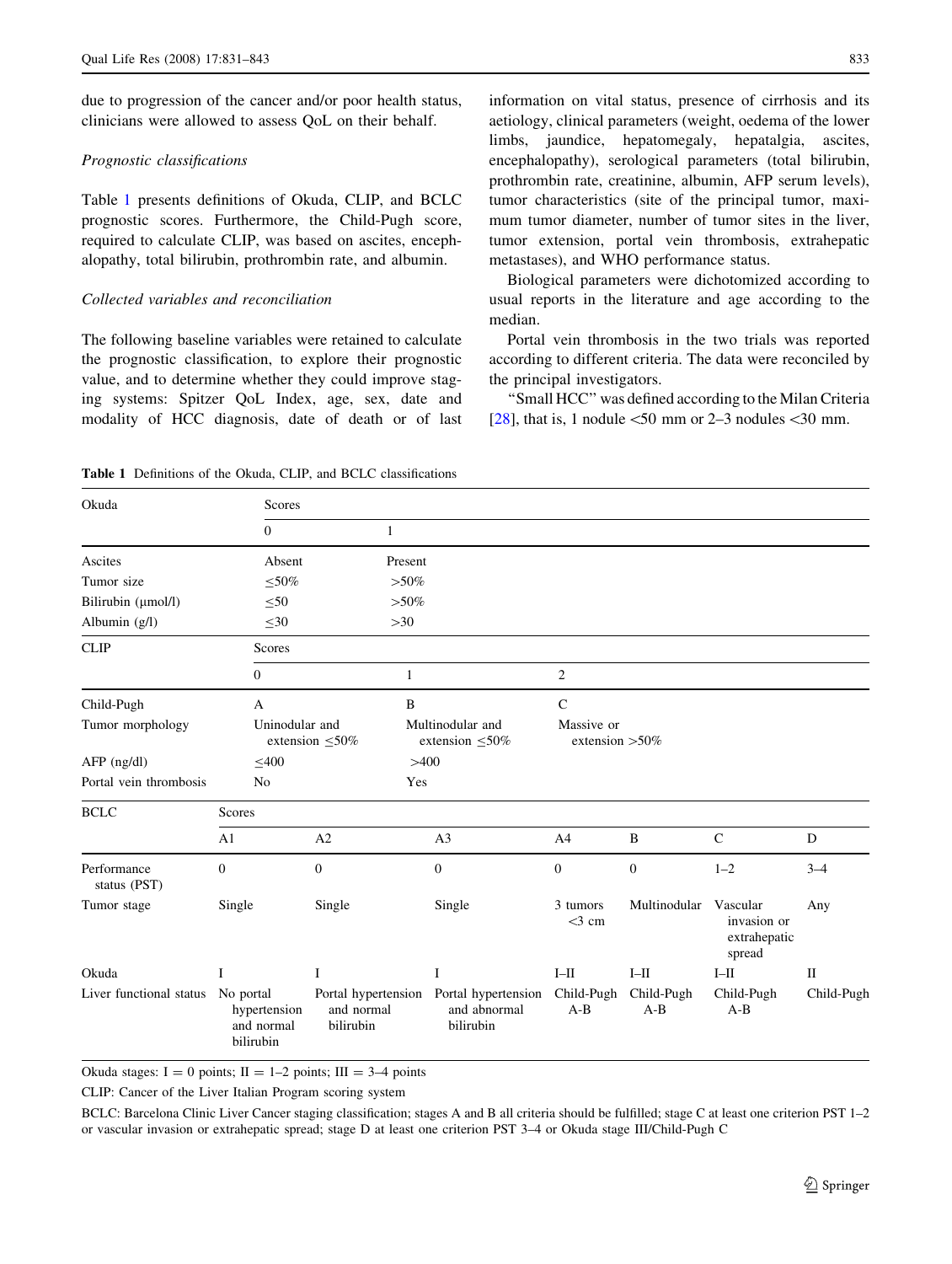due to progression of the cancer and/or poor health status, clinicians were allowed to assess QoL on their behalf.

*Prognostic classifications*

Table 1 presents definitions of Okuda, CLIP, and BCLC prognostic scores. Furthermore, the Child-Pugh score, required to calculate CLIP, was based on ascites, encephalopathy, total bilirubin, prothrombin rate, and albumin.

*Collected variables and reconciliation*

The following baseline variables were retained to calculate the prognostic classification, to explore their prognostic value, and to determine whether they could improve staging systems: Spitzer QoL Index, age, sex, date and modality of HCC diagnosis, date of death or of last information on vital status, presence of cirrhosis and its aetiology, clinical parameters (weight, oedema of the lower limbs, jaundice, hepatomegaly, hepatalgia, ascites, encephalopathy), serological parameters (total bilirubin, prothrombin rate, creatinine, albumin, AFP serum levels), tumor characteristics (site of the principal tumor, maximum tumor diameter, number of tumor sites in the liver, tumor extension, portal vein thrombosis, extrahepatic metastases), and WHO performance status.

Biological parameters were dichotomized according to usual reports in the literature and age according to the median.

Portal vein thrombosis in the two trials was reported according to different criteria. The data were reconciled by the principal investigators.

"Small HCC" was defined according to the Milan Criteria [28], that is, 1 nodule <50 mm or 2–3 nodules <30 mm.

**Table 1** Definitions of the Okuda, CLIP, and BCLC classifications

| Okuda | Scores | | | | | | |
|---|---|---|---|---|---|---|---|
| | 0 | 1 | | | | | |
| Ascites | Absent | Present | | | | | |
| Tumor size | ≤50% | >50% | | | | | |
| Bilirubin (μmol/l) | ≤50 | >50% | | | | | |
| Albumin (g/l) | ≤30 | >30 | | | | | |
| **CLIP** | Scores | | | | | | |
| | 0 | 1 | 2 | | | | |
| Child-Pugh | A | B | C | | | | |
| Tumor morphology | Uninodular and extension ≤50% | Multinodular and extension ≤50% | Massive or extension >50% | | | | |
| AFP (ng/dl) | ≤400 | >400 | | | | | |
| Portal vein thrombosis | No | Yes | | | | | |
| **BCLC** | Scores | | | | | | |
| | A1 | A2 | A3 | A4 | B | C | D |
| Performance status (PST) | 0 | 0 | 0 | 0 | 0 | 1–2 | 3–4 |
| Tumor stage | Single | Single | Single | 3 tumors <3 cm | Multinodular | Vascular invasion or extrahepatic spread | Any |
| Okuda | I | I | I | I–II | I–II | I–II | II |
| Liver functional status | No portal hypertension and normal bilirubin | Portal hypertension and normal bilirubin | Portal hypertension and abnormal bilirubin | Child-Pugh A-B | Child-Pugh A-B | Child-Pugh A-B | Child-Pugh |

Okuda stages: I = 0 points; II = 1–2 points; III = 3–4 points

CLIP: Cancer of the Liver Italian Program scoring system

BCLC: Barcelona Clinic Liver Cancer staging classification; stages A and B all criteria should be fulfilled; stage C at least one criterion PST 1–2 or vascular invasion or extrahepatic spread; stage D at least one criterion PST 3–4 or Okuda stage III/Child-Pugh C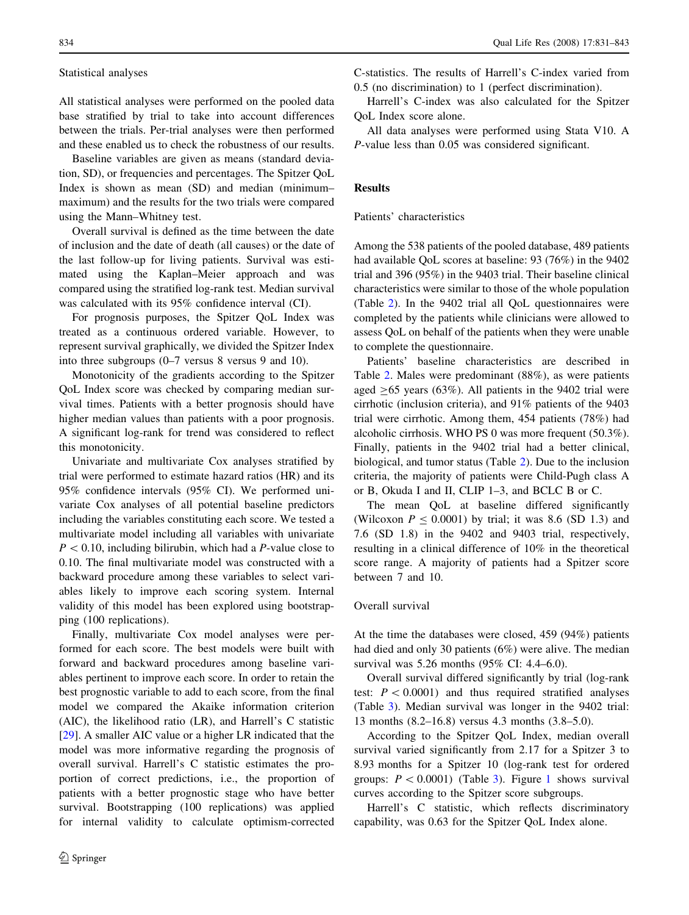### Statistical analyses

All statistical analyses were performed on the pooled data base stratified by trial to take into account differences between the trials. Per-trial analyses were then performed and these enabled us to check the robustness of our results.

Baseline variables are given as means (standard deviation, SD), or frequencies and percentages. The Spitzer QoL Index is shown as mean (SD) and median (minimum–maximum) and the results for the two trials were compared using the Mann–Whitney test.

Overall survival is defined as the time between the date of inclusion and the date of death (all causes) or the date of the last follow-up for living patients. Survival was estimated using the Kaplan–Meier approach and was compared using the stratified log-rank test. Median survival was calculated with its 95% confidence interval (CI).

For prognosis purposes, the Spitzer QoL Index was treated as a continuous ordered variable. However, to represent survival graphically, we divided the Spitzer Index into three subgroups (0–7 versus 8 versus 9 and 10).

Monotonicity of the gradients according to the Spitzer QoL Index score was checked by comparing median survival times. Patients with a better prognosis should have higher median values than patients with a poor prognosis. A significant log-rank for trend was considered to reflect this monotonicity.

Univariate and multivariate Cox analyses stratified by trial were performed to estimate hazard ratios (HR) and its 95% confidence intervals (95% CI). We performed univariate Cox analyses of all potential baseline predictors including the variables constituting each score. We tested a multivariate model including all variables with univariate $P < 0.10$, including bilirubin, which had a $P$-value close to 0.10. The final multivariate model was constructed with a backward procedure among these variables to select variables likely to improve each scoring system. Internal validity of this model has been explored using bootstrapping (100 replications).

Finally, multivariate Cox model analyses were performed for each score. The best models were built with forward and backward procedures among baseline variables pertinent to improve each score. In order to retain the best prognostic variable to add to each score, from the final model we compared the Akaike information criterion (AIC), the likelihood ratio (LR), and Harrell's C statistic [29]. A smaller AIC value or a higher LR indicated that the model was more informative regarding the prognosis of overall survival. Harrell's C statistic estimates the proportion of correct predictions, i.e., the proportion of patients with a better prognostic stage who have better survival. Bootstrapping (100 replications) was applied for internal validity to calculate optimism-corrected C-statistics. The results of Harrell's C-index varied from 0.5 (no discrimination) to 1 (perfect discrimination).

Harrell's C-index was also calculated for the Spitzer QoL Index score alone.

All data analyses were performed using Stata V10. A $P$-value less than 0.05 was considered significant.

## Results

### Patients' characteristics

Among the 538 patients of the pooled database, 489 patients had available QoL scores at baseline: 93 (76%) in the 9402 trial and 396 (95%) in the 9403 trial. Their baseline clinical characteristics were similar to those of the whole population (Table 2). In the 9402 trial all QoL questionnaires were completed by the patients while clinicians were allowed to assess QoL on behalf of the patients when they were unable to complete the questionnaire.

Patients' baseline characteristics are described in Table 2. Males were predominant (88%), as were patients aged $\geq$65 years (63%). All patients in the 9402 trial were cirrhotic (inclusion criteria), and 91% patients of the 9403 trial were cirrhotic. Among them, 454 patients (78%) had alcoholic cirrhosis. WHO PS 0 was more frequent (50.3%). Finally, patients in the 9402 trial had a better clinical, biological, and tumor status (Table 2). Due to the inclusion criteria, the majority of patients were Child-Pugh class A or B, Okuda I and II, CLIP 1–3, and BCLC B or C.

The mean QoL at baseline differed significantly (Wilcoxon $P \leq 0.0001$) by trial; it was 8.6 (SD 1.3) and 7.6 (SD 1.8) in the 9402 and 9403 trial, respectively, resulting in a clinical difference of 10% in the theoretical score range. A majority of patients had a Spitzer score between 7 and 10.

### Overall survival

At the time the databases were closed, 459 (94%) patients had died and only 30 patients (6%) were alive. The median survival was 5.26 months (95% CI: 4.4–6.0).

Overall survival differed significantly by trial (log-rank test: $P < 0.0001$) and thus required stratified analyses (Table 3). Median survival was longer in the 9402 trial: 13 months (8.2–16.8) versus 4.3 months (3.8–5.0).

According to the Spitzer QoL Index, median overall survival varied significantly from 2.17 for a Spitzer 3 to 8.93 months for a Spitzer 10 (log-rank test for ordered groups: $P < 0.0001$) (Table 3). Figure 1 shows survival curves according to the Spitzer score subgroups.

Harrell's C statistic, which reflects discriminatory capability, was 0.63 for the Spitzer QoL Index alone.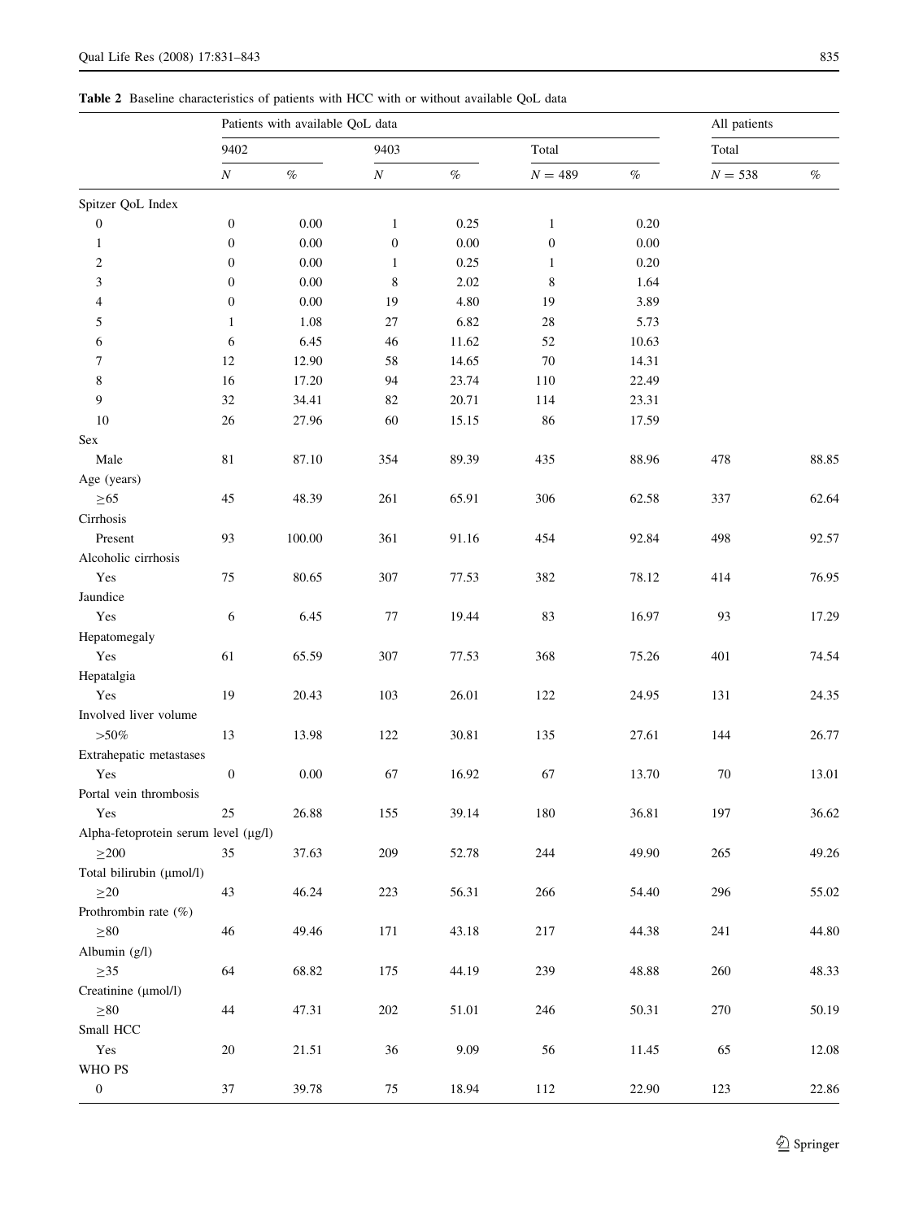**Table 2** Baseline characteristics of patients with HCC with or without available QoL data

| | Patients with available QoL data | | | | | | All patients | |
|---|---|---|---|---|---|---|---|---|
| | 9402 | | 9403 | | Total | | Total | |
| | *N* | % | *N* | % | *N* = 489 | % | *N* = 538 | % |
| Spitzer QoL Index | | | | | | | | |
| 0 | 0 | 0.00 | 1 | 0.25 | 1 | 0.20 | | |
| 1 | 0 | 0.00 | 0 | 0.00 | 0 | 0.00 | | |
| 2 | 0 | 0.00 | 1 | 0.25 | 1 | 0.20 | | |
| 3 | 0 | 0.00 | 8 | 2.02 | 8 | 1.64 | | |
| 4 | 0 | 0.00 | 19 | 4.80 | 19 | 3.89 | | |
| 5 | 1 | 1.08 | 27 | 6.82 | 28 | 5.73 | | |
| 6 | 6 | 6.45 | 46 | 11.62 | 52 | 10.63 | | |
| 7 | 12 | 12.90 | 58 | 14.65 | 70 | 14.31 | | |
| 8 | 16 | 17.20 | 94 | 23.74 | 110 | 22.49 | | |
| 9 | 32 | 34.41 | 82 | 20.71 | 114 | 23.31 | | |
| 10 | 26 | 27.96 | 60 | 15.15 | 86 | 17.59 | | |
| Sex | | | | | | | | |
| Male | 81 | 87.10 | 354 | 89.39 | 435 | 88.96 | 478 | 88.85 |
| Age (years) | | | | | | | | |
| ≥65 | 45 | 48.39 | 261 | 65.91 | 306 | 62.58 | 337 | 62.64 |
| Cirrhosis | | | | | | | | |
| Present | 93 | 100.00 | 361 | 91.16 | 454 | 92.84 | 498 | 92.57 |
| Alcoholic cirrhosis | | | | | | | | |
| Yes | 75 | 80.65 | 307 | 77.53 | 382 | 78.12 | 414 | 76.95 |
| Jaundice | | | | | | | | |
| Yes | 6 | 6.45 | 77 | 19.44 | 83 | 16.97 | 93 | 17.29 |
| Hepatomegaly | | | | | | | | |
| Yes | 61 | 65.59 | 307 | 77.53 | 368 | 75.26 | 401 | 74.54 |
| Hepatalgia | | | | | | | | |
| Yes | 19 | 20.43 | 103 | 26.01 | 122 | 24.95 | 131 | 24.35 |
| Involved liver volume | | | | | | | | |
| >50% | 13 | 13.98 | 122 | 30.81 | 135 | 27.61 | 144 | 26.77 |
| Extrahepatic metastases | | | | | | | | |
| Yes | 0 | 0.00 | 67 | 16.92 | 67 | 13.70 | 70 | 13.01 |
| Portal vein thrombosis | | | | | | | | |
| Yes | 25 | 26.88 | 155 | 39.14 | 180 | 36.81 | 197 | 36.62 |
| Alpha-fetoprotein serum level (μg/l) | | | | | | | | |
| ≥200 | 35 | 37.63 | 209 | 52.78 | 244 | 49.90 | 265 | 49.26 |
| Total bilirubin (μmol/l) | | | | | | | | |
| ≥20 | 43 | 46.24 | 223 | 56.31 | 266 | 54.40 | 296 | 55.02 |
| Prothrombin rate (%) | | | | | | | | |
| ≥80 | 46 | 49.46 | 171 | 43.18 | 217 | 44.38 | 241 | 44.80 |
| Albumin (g/l) | | | | | | | | |
| ≥35 | 64 | 68.82 | 175 | 44.19 | 239 | 48.88 | 260 | 48.33 |
| Creatinine (μmol/l) | | | | | | | | |
| ≥80 | 44 | 47.31 | 202 | 51.01 | 246 | 50.31 | 270 | 50.19 |
| Small HCC | | | | | | | | |
| Yes | 20 | 21.51 | 36 | 9.09 | 56 | 11.45 | 65 | 12.08 |
| WHO PS | | | | | | | | |
| 0 | 37 | 39.78 | 75 | 18.94 | 112 | 22.90 | 123 | 22.86 |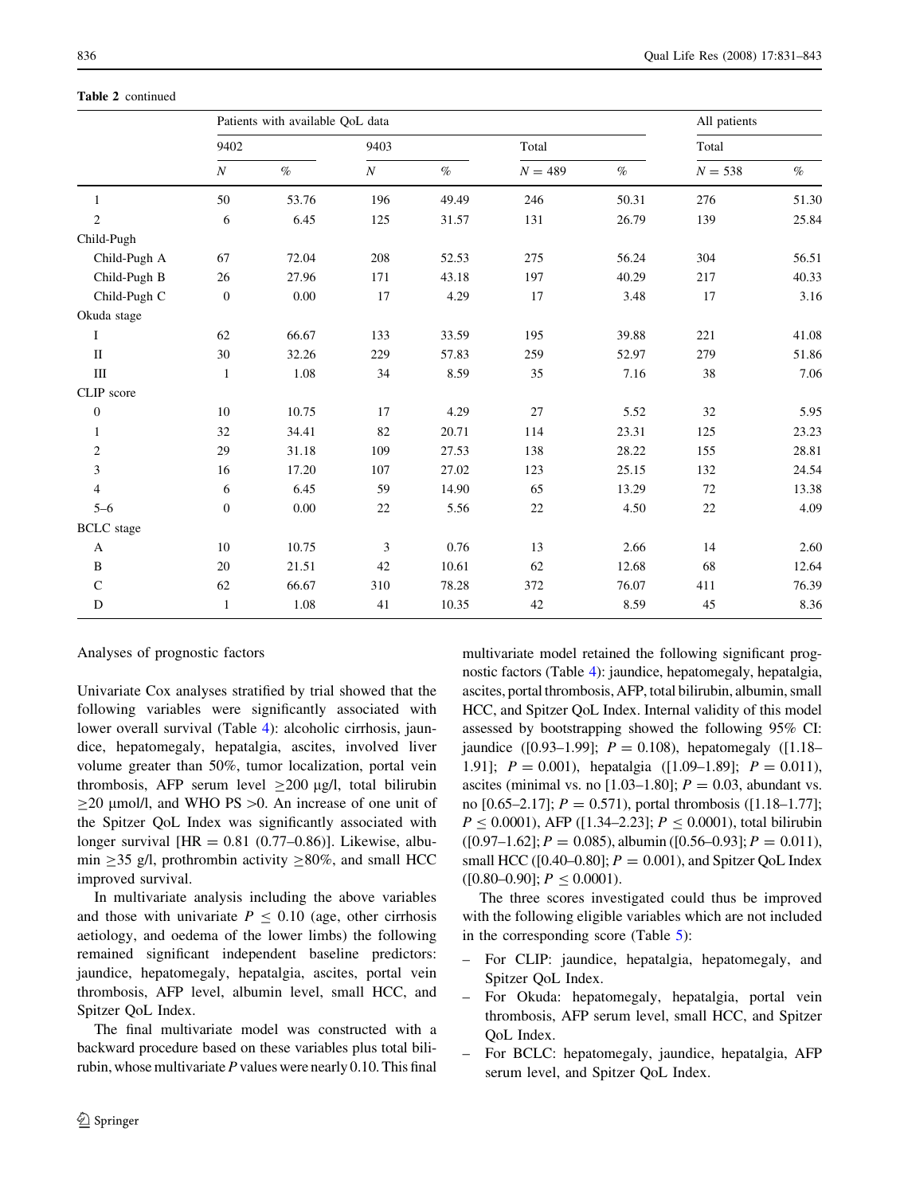**Table 2** continued

| | Patients with available QoL data | | | | | | All patients | |
|---|---|---|---|---|---|---|---|---|
| | 9402 | | 9403 | | Total | | Total | |
| | $N$ | % | $N$ | % | $N = 489$ | % | $N = 538$ | % |
| 1 | 50 | 53.76 | 196 | 49.49 | 246 | 50.31 | 276 | 51.30 |
| 2 | 6 | 6.45 | 125 | 31.57 | 131 | 26.79 | 139 | 25.84 |
| Child-Pugh | | | | | | | | |
| Child-Pugh A | 67 | 72.04 | 208 | 52.53 | 275 | 56.24 | 304 | 56.51 |
| Child-Pugh B | 26 | 27.96 | 171 | 43.18 | 197 | 40.29 | 217 | 40.33 |
| Child-Pugh C | 0 | 0.00 | 17 | 4.29 | 17 | 3.48 | 17 | 3.16 |
| Okuda stage | | | | | | | | |
| I | 62 | 66.67 | 133 | 33.59 | 195 | 39.88 | 221 | 41.08 |
| II | 30 | 32.26 | 229 | 57.83 | 259 | 52.97 | 279 | 51.86 |
| III | 1 | 1.08 | 34 | 8.59 | 35 | 7.16 | 38 | 7.06 |
| CLIP score | | | | | | | | |
| 0 | 10 | 10.75 | 17 | 4.29 | 27 | 5.52 | 32 | 5.95 |
| 1 | 32 | 34.41 | 82 | 20.71 | 114 | 23.31 | 125 | 23.23 |
| 2 | 29 | 31.18 | 109 | 27.53 | 138 | 28.22 | 155 | 28.81 |
| 3 | 16 | 17.20 | 107 | 27.02 | 123 | 25.15 | 132 | 24.54 |
| 4 | 6 | 6.45 | 59 | 14.90 | 65 | 13.29 | 72 | 13.38 |
| 5–6 | 0 | 0.00 | 22 | 5.56 | 22 | 4.50 | 22 | 4.09 |
| BCLC stage | | | | | | | | |
| A | 10 | 10.75 | 3 | 0.76 | 13 | 2.66 | 14 | 2.60 |
| B | 20 | 21.51 | 42 | 10.61 | 62 | 12.68 | 68 | 12.64 |
| C | 62 | 66.67 | 310 | 78.28 | 372 | 76.07 | 411 | 76.39 |
| D | 1 | 1.08 | 41 | 10.35 | 42 | 8.59 | 45 | 8.36 |

Analyses of prognostic factors

Univariate Cox analyses stratified by trial showed that the following variables were significantly associated with lower overall survival (Table 4): alcoholic cirrhosis, jaundice, hepatomegaly, hepatalgia, ascites, involved liver volume greater than 50%, tumor localization, portal vein thrombosis, AFP serum level $\geq$200 μg/l, total bilirubin $\geq$20 μmol/l, and WHO PS >0. An increase of one unit of the Spitzer QoL Index was significantly associated with longer survival [HR = 0.81 (0.77–0.86)]. Likewise, albumin $\geq$35 g/l, prothrombin activity $\geq$80%, and small HCC improved survival.

In multivariate analysis including the above variables and those with univariate $P \leq 0.10$ (age, other cirrhosis aetiology, and oedema of the lower limbs) the following remained significant independent baseline predictors: jaundice, hepatomegaly, hepatalgia, ascites, portal vein thrombosis, AFP level, albumin level, small HCC, and Spitzer QoL Index.

The final multivariate model was constructed with a backward procedure based on these variables plus total bilirubin, whose multivariate $P$ values were nearly 0.10. This final multivariate model retained the following significant prognostic factors (Table 4): jaundice, hepatomegaly, hepatalgia, ascites, portal thrombosis, AFP, total bilirubin, albumin, small HCC, and Spitzer QoL Index. Internal validity of this model assessed by bootstrapping showed the following 95% CI: jaundice ([0.93–1.99]; $P = 0.108$), hepatomegaly ([1.18–1.91]; $P = 0.001$), hepatalgia ([1.09–1.89]; $P = 0.011$), ascites (minimal vs. no [1.03–1.80]; $P = 0.03$, abundant vs. no [0.65–2.17]; $P = 0.571$), portal thrombosis ([1.18–1.77]; $P \leq 0.0001$), AFP ([1.34–2.23]; $P \leq 0.0001$), total bilirubin ([0.97–1.62]; $P = 0.085$), albumin ([0.56–0.93]; $P = 0.011$), small HCC ([0.40–0.80]; $P = 0.001$), and Spitzer QoL Index ([0.80–0.90]; $P \leq 0.0001$).

The three scores investigated could thus be improved with the following eligible variables which are not included in the corresponding score (Table 5):

- For CLIP: jaundice, hepatalgia, hepatomegaly, and Spitzer QoL Index.
- For Okuda: hepatomegaly, hepatalgia, portal vein thrombosis, AFP serum level, small HCC, and Spitzer QoL Index.
- For BCLC: hepatomegaly, jaundice, hepatalgia, AFP serum level, and Spitzer QoL Index.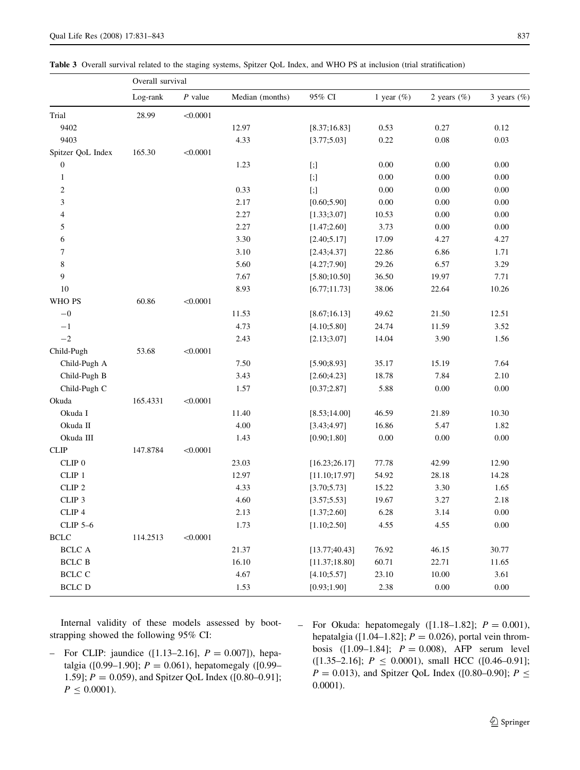**Table 3** Overall survival related to the staging systems, Spitzer QoL Index, and WHO PS at inclusion (trial stratification)

| | Overall survival | | | | | | |
|---|---|---|---|---|---|---|---|
| | Log-rank | *P* value | Median (months) | 95% CI | 1 year (%) | 2 years (%) | 3 years (%) |
| Trial | 28.99 | <0.0001 | | | | | |
| 9402 | | | 12.97 | [8.37;16.83] | 0.53 | 0.27 | 0.12 |
| 9403 | | | 4.33 | [3.77;5.03] | 0.22 | 0.08 | 0.03 |
| Spitzer QoL Index | 165.30 | <0.0001 | | | | | |
| 0 | | | 1.23 | [;] | 0.00 | 0.00 | 0.00 |
| 1 | | | | [;] | 0.00 | 0.00 | 0.00 |
| 2 | | | 0.33 | [;] | 0.00 | 0.00 | 0.00 |
| 3 | | | 2.17 | [0.60;5.90] | 0.00 | 0.00 | 0.00 |
| 4 | | | 2.27 | [1.33;3.07] | 10.53 | 0.00 | 0.00 |
| 5 | | | 2.27 | [1.47;2.60] | 3.73 | 0.00 | 0.00 |
| 6 | | | 3.30 | [2.40;5.17] | 17.09 | 4.27 | 4.27 |
| 7 | | | 3.10 | [2.43;4.37] | 22.86 | 6.86 | 1.71 |
| 8 | | | 5.60 | [4.27;7.90] | 29.26 | 6.57 | 3.29 |
| 9 | | | 7.67 | [5.80;10.50] | 36.50 | 19.97 | 7.71 |
| 10 | | | 8.93 | [6.77;11.73] | 38.06 | 22.64 | 10.26 |
| WHO PS | 60.86 | <0.0001 | | | | | |
| −0 | | | 11.53 | [8.67;16.13] | 49.62 | 21.50 | 12.51 |
| −1 | | | 4.73 | [4.10;5.80] | 24.74 | 11.59 | 3.52 |
| −2 | | | 2.43 | [2.13;3.07] | 14.04 | 3.90 | 1.56 |
| Child-Pugh | 53.68 | <0.0001 | | | | | |
| Child-Pugh A | | | 7.50 | [5.90;8.93] | 35.17 | 15.19 | 7.64 |
| Child-Pugh B | | | 3.43 | [2.60;4.23] | 18.78 | 7.84 | 2.10 |
| Child-Pugh C | | | 1.57 | [0.37;2.87] | 5.88 | 0.00 | 0.00 |
| Okuda | 165.4331 | <0.0001 | | | | | |
| Okuda I | | | 11.40 | [8.53;14.00] | 46.59 | 21.89 | 10.30 |
| Okuda II | | | 4.00 | [3.43;4.97] | 16.86 | 5.47 | 1.82 |
| Okuda III | | | 1.43 | [0.90;1.80] | 0.00 | 0.00 | 0.00 |
| CLIP | 147.8784 | <0.0001 | | | | | |
| CLIP 0 | | | 23.03 | [16.23;26.17] | 77.78 | 42.99 | 12.90 |
| CLIP 1 | | | 12.97 | [11.10;17.97] | 54.92 | 28.18 | 14.28 |
| CLIP 2 | | | 4.33 | [3.70;5.73] | 15.22 | 3.30 | 1.65 |
| CLIP 3 | | | 4.60 | [3.57;5.53] | 19.67 | 3.27 | 2.18 |
| CLIP 4 | | | 2.13 | [1.37;2.60] | 6.28 | 3.14 | 0.00 |
| CLIP 5–6 | | | 1.73 | [1.10;2.50] | 4.55 | 4.55 | 0.00 |
| BCLC | 114.2513 | <0.0001 | | | | | |
| BCLC A | | | 21.37 | [13.77;40.43] | 76.92 | 46.15 | 30.77 |
| BCLC B | | | 16.10 | [11.37;18.80] | 60.71 | 22.71 | 11.65 |
| BCLC C | | | 4.67 | [4.10;5.57] | 23.10 | 10.00 | 3.61 |
| BCLC D | | | 1.53 | [0.93;1.90] | 2.38 | 0.00 | 0.00 |

Internal validity of these models assessed by bootstrapping showed the following 95% CI:

- For CLIP: jaundice ([1.13–2.16], $P = 0.007$]), hepatalgia ([0.99–1.90]; $P = 0.061$), hepatomegaly ([0.99–1.59]; $P = 0.059$), and Spitzer QoL Index ([0.80–0.91]; $P \leq 0.0001$).
- For Okuda: hepatomegaly ([1.18–1.82]; $P = 0.001$), hepatalgia ([1.04–1.82]; $P = 0.026$), portal vein thrombosis ([1.09–1.84]; $P = 0.008$), AFP serum level ([1.35–2.16]; $P \leq 0.0001$), small HCC ([0.46–0.91]; $P = 0.013$), and Spitzer QoL Index ([0.80–0.90]; $P \leq 0.0001$).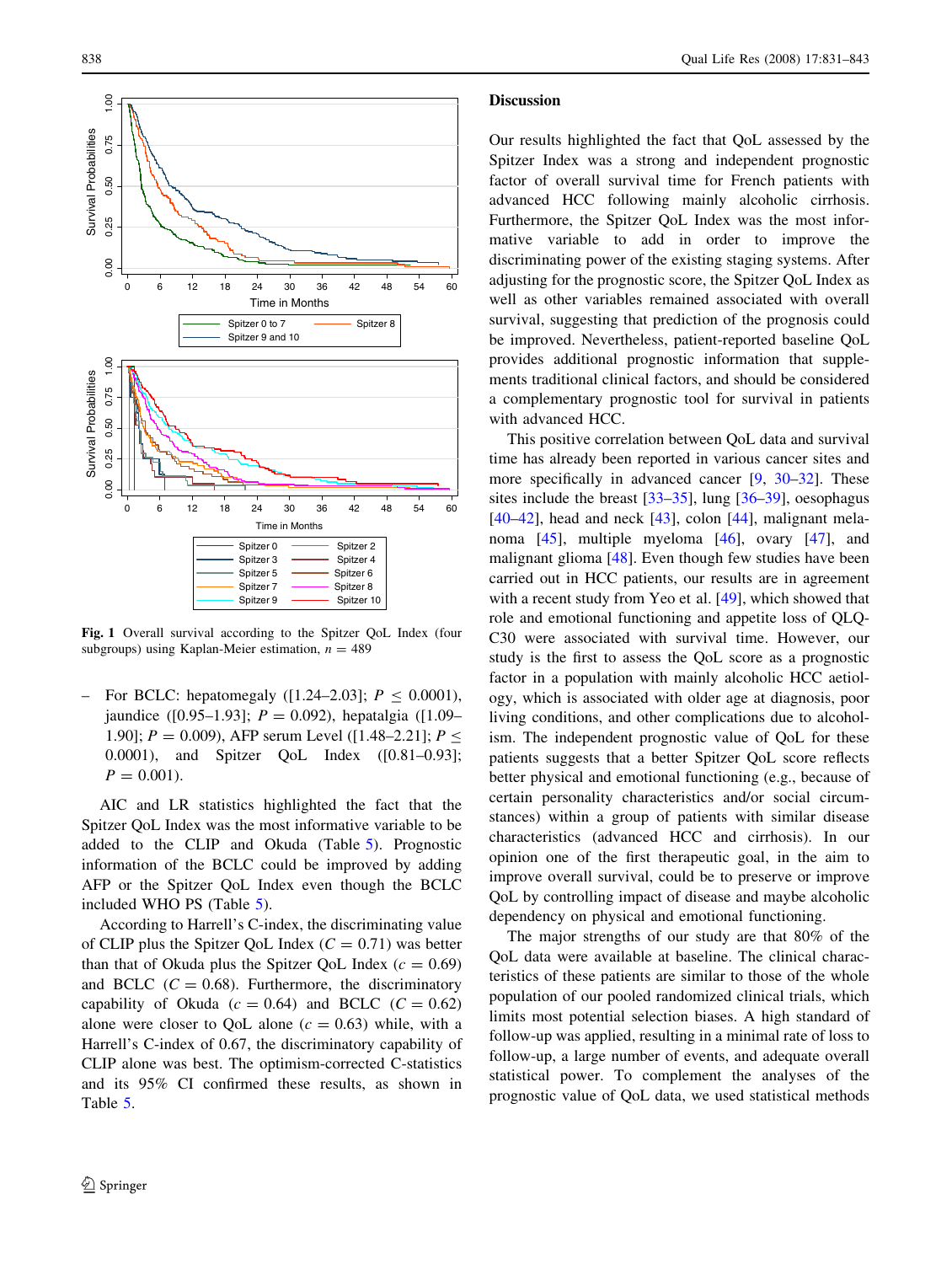Fig. 1 Overall survival according to the Spitzer QoL Index (four subgroups) using Kaplan-Meier estimation, $n = 489$

– For BCLC: hepatomegaly ([1.24–2.03]; $P \leq 0.0001$), jaundice ([0.95–1.93]; $P = 0.092$), hepatalgia ([1.09–1.90]; $P = 0.009$), AFP serum Level ([1.48–2.21]; $P \leq 0.0001$), and Spitzer QoL Index ([0.81–0.93]; $P = 0.001$).

AIC and LR statistics highlighted the fact that the Spitzer QoL Index was the most informative variable to be added to the CLIP and Okuda (Table 5). Prognostic information of the BCLC could be improved by adding AFP or the Spitzer QoL Index even though the BCLC included WHO PS (Table 5).

According to Harrell's C-index, the discriminating value of CLIP plus the Spitzer QoL Index ($C = 0.71$) was better than that of Okuda plus the Spitzer QoL Index ($c = 0.69$) and BCLC ($C = 0.68$). Furthermore, the discriminatory capability of Okuda ($c = 0.64$) and BCLC ($C = 0.62$) alone were closer to QoL alone ($c = 0.63$) while, with a Harrell's C-index of 0.67, the discriminatory capability of CLIP alone was best. The optimism-corrected C-statistics and its 95% CI confirmed these results, as shown in Table 5.

## Discussion

Our results highlighted the fact that QoL assessed by the Spitzer Index was a strong and independent prognostic factor of overall survival time for French patients with advanced HCC following mainly alcoholic cirrhosis. Furthermore, the Spitzer QoL Index was the most informative variable to add in order to improve the discriminating power of the existing staging systems. After adjusting for the prognostic score, the Spitzer QoL Index as well as other variables remained associated with overall survival, suggesting that prediction of the prognosis could be improved. Nevertheless, patient-reported baseline QoL provides additional prognostic information that supplements traditional clinical factors, and should be considered a complementary prognostic tool for survival in patients with advanced HCC.

This positive correlation between QoL data and survival time has already been reported in various cancer sites and more specifically in advanced cancer [9, 30–32]. These sites include the breast [33–35], lung [36–39], oesophagus [40–42], head and neck [43], colon [44], malignant melanoma [45], multiple myeloma [46], ovary [47], and malignant glioma [48]. Even though few studies have been carried out in HCC patients, our results are in agreement with a recent study from Yeo et al. [49], which showed that role and emotional functioning and appetite loss of QLQ-C30 were associated with survival time. However, our study is the first to assess the QoL score as a prognostic factor in a population with mainly alcoholic HCC aetiology, which is associated with older age at diagnosis, poor living conditions, and other complications due to alcoholism. The independent prognostic value of QoL for these patients suggests that a better Spitzer QoL score reflects better physical and emotional functioning (e.g., because of certain personality characteristics and/or social circumstances) within a group of patients with similar disease characteristics (advanced HCC and cirrhosis). In our opinion one of the first therapeutic goal, in the aim to improve overall survival, could be to preserve or improve QoL by controlling impact of disease and maybe alcoholic dependency on physical and emotional functioning.

The major strengths of our study are that 80% of the QoL data were available at baseline. The clinical characteristics of these patients are similar to those of the whole population of our pooled randomized clinical trials, which limits most potential selection biases. A high standard of follow-up was applied, resulting in a minimal rate of loss to follow-up, a large number of events, and adequate overall statistical power. To complement the analyses of the prognostic value of QoL data, we used statistical methods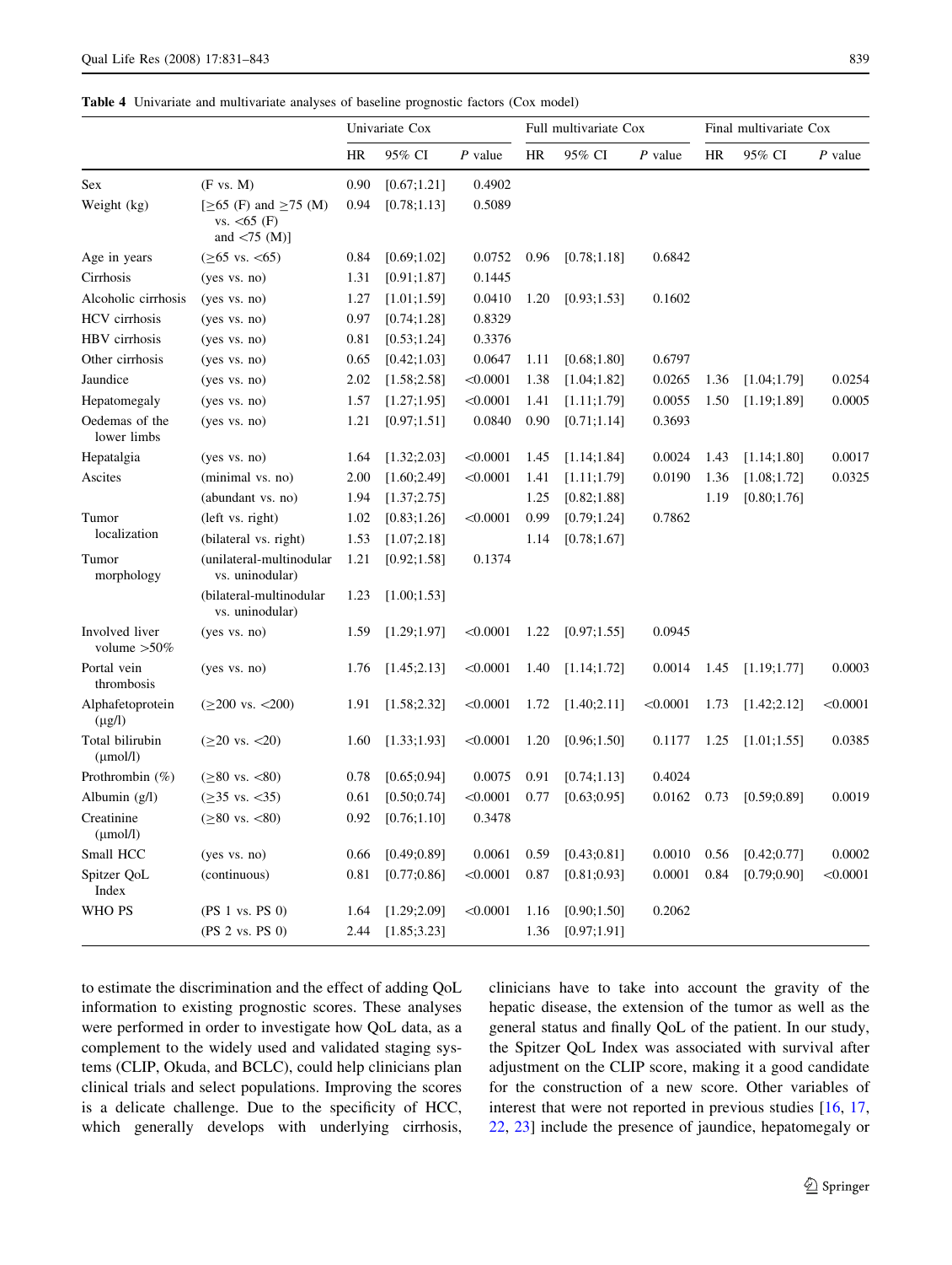**Table 4** Univariate and multivariate analyses of baseline prognostic factors (Cox model)

| | | Univariate Cox | | | Full multivariate Cox | | | Final multivariate Cox | | |
|---|---|---|---|---|---|---|---|---|---|---|
| | | HR | 95% CI | *P* value | HR | 95% CI | *P* value | HR | 95% CI | *P* value |
| Sex | (F vs. M) | 0.90 | [0.67;1.21] | 0.4902 | | | | | | |
| Weight (kg) | [≥65 (F) and ≥75 (M) vs. <65 (F) and <75 (M)] | 0.94 | [0.78;1.13] | 0.5089 | | | | | | |
| Age in years | (≥65 vs. <65) | 0.84 | [0.69;1.02] | 0.0752 | 0.96 | [0.78;1.18] | 0.6842 | | | |
| Cirrhosis | (yes vs. no) | 1.31 | [0.91;1.87] | 0.1445 | | | | | | |
| Alcoholic cirrhosis | (yes vs. no) | 1.27 | [1.01;1.59] | 0.0410 | 1.20 | [0.93;1.53] | 0.1602 | | | |
| HCV cirrhosis | (yes vs. no) | 0.97 | [0.74;1.28] | 0.8329 | | | | | | |
| HBV cirrhosis | (yes vs. no) | 0.81 | [0.53;1.24] | 0.3376 | | | | | | |
| Other cirrhosis | (yes vs. no) | 0.65 | [0.42;1.03] | 0.0647 | 1.11 | [0.68;1.80] | 0.6797 | | | |
| Jaundice | (yes vs. no) | 2.02 | [1.58;2.58] | <0.0001 | 1.38 | [1.04;1.82] | 0.0265 | 1.36 | [1.04;1.79] | 0.0254 |
| Hepatomegaly | (yes vs. no) | 1.57 | [1.27;1.95] | <0.0001 | 1.41 | [1.11;1.79] | 0.0055 | 1.50 | [1.19;1.89] | 0.0005 |
| Oedemas of the lower limbs | (yes vs. no) | 1.21 | [0.97;1.51] | 0.0840 | 0.90 | [0.71;1.14] | 0.3693 | | | |
| Hepatalgia | (yes vs. no) | 1.64 | [1.32;2.03] | <0.0001 | 1.45 | [1.14;1.84] | 0.0024 | 1.43 | [1.14;1.80] | 0.0017 |
| Ascites | (minimal vs. no) | 2.00 | [1.60;2.49] | <0.0001 | 1.41 | [1.11;1.79] | 0.0190 | 1.36 | [1.08;1.72] | 0.0325 |
| | (abundant vs. no) | 1.94 | [1.37;2.75] | | 1.25 | [0.82;1.88] | | 1.19 | [0.80;1.76] | |
| Tumor localization | (left vs. right) | 1.02 | [0.83;1.26] | <0.0001 | 0.99 | [0.79;1.24] | 0.7862 | | | |
| | (bilateral vs. right) | 1.53 | [1.07;2.18] | | 1.14 | [0.78;1.67] | | | | |
| Tumor morphology | (unilateral-multinodular vs. uninodular) | 1.21 | [0.92;1.58] | 0.1374 | | | | | | |
| | (bilateral-multinodular vs. uninodular) | 1.23 | [1.00;1.53] | | | | | | | |
| Involved liver volume >50% | (yes vs. no) | 1.59 | [1.29;1.97] | <0.0001 | 1.22 | [0.97;1.55] | 0.0945 | | | |
| Portal vein thrombosis | (yes vs. no) | 1.76 | [1.45;2.13] | <0.0001 | 1.40 | [1.14;1.72] | 0.0014 | 1.45 | [1.19;1.77] | 0.0003 |
| Alphafetoprotein (μg/l) | (≥200 vs. <200) | 1.91 | [1.58;2.32] | <0.0001 | 1.72 | [1.40;2.11] | <0.0001 | 1.73 | [1.42;2.12] | <0.0001 |
| Total bilirubin (μmol/l) | (≥20 vs. <20) | 1.60 | [1.33;1.93] | <0.0001 | 1.20 | [0.96;1.50] | 0.1177 | 1.25 | [1.01;1.55] | 0.0385 |
| Prothrombin (%) | (≥80 vs. <80) | 0.78 | [0.65;0.94] | 0.0075 | 0.91 | [0.74;1.13] | 0.4024 | | | |
| Albumin (g/l) | (≥35 vs. <35) | 0.61 | [0.50;0.74] | <0.0001 | 0.77 | [0.63;0.95] | 0.0162 | 0.73 | [0.59;0.89] | 0.0019 |
| Creatinine (μmol/l) | (≥80 vs. <80) | 0.92 | [0.76;1.10] | 0.3478 | | | | | | |
| Small HCC | (yes vs. no) | 0.66 | [0.49;0.89] | 0.0061 | 0.59 | [0.43;0.81] | 0.0010 | 0.56 | [0.42;0.77] | 0.0002 |
| Spitzer QoL Index | (continuous) | 0.81 | [0.77;0.86] | <0.0001 | 0.87 | [0.81;0.93] | 0.0001 | 0.84 | [0.79;0.90] | <0.0001 |
| WHO PS | (PS 1 vs. PS 0) | 1.64 | [1.29;2.09] | <0.0001 | 1.16 | [0.90;1.50] | 0.2062 | | | |
| | (PS 2 vs. PS 0) | 2.44 | [1.85;3.23] | | 1.36 | [0.97;1.91] | | | | |

to estimate the discrimination and the effect of adding QoL information to existing prognostic scores. These analyses were performed in order to investigate how QoL data, as a complement to the widely used and validated staging systems (CLIP, Okuda, and BCLC), could help clinicians plan clinical trials and select populations. Improving the scores is a delicate challenge. Due to the specificity of HCC, which generally develops with underlying cirrhosis, clinicians have to take into account the gravity of the hepatic disease, the extension of the tumor as well as the general status and finally QoL of the patient. In our study, the Spitzer QoL Index was associated with survival after adjustment on the CLIP score, making it a good candidate for the construction of a new score. Other variables of interest that were not reported in previous studies [16, 17, 22, 23] include the presence of jaundice, hepatomegaly or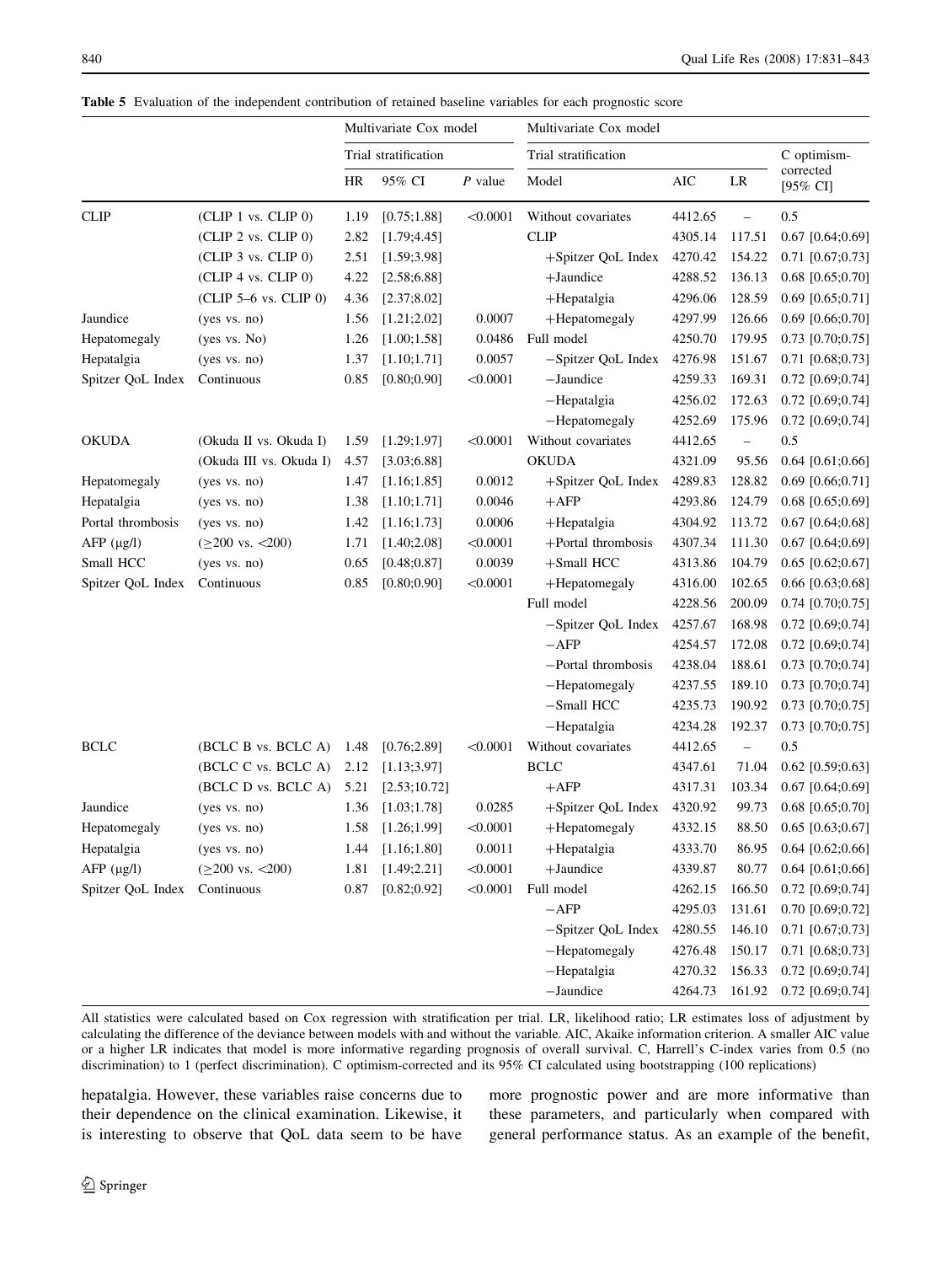**Table 5** Evaluation of the independent contribution of retained baseline variables for each prognostic score

| | | Multivariate Cox model | | | Multivariate Cox model | | | |
|---|---|---|---|---|---|---|---|---|
| | | Trial stratification | | | Trial stratification | | | C optimism-corrected [95% CI] |
| | | HR | 95% CI | *P* value | Model | AIC | LR | |
| CLIP | (CLIP 1 vs. CLIP 0) | 1.19 | [0.75;1.88] | <0.0001 | Without covariates | 4412.65 | – | 0.5 |
| | (CLIP 2 vs. CLIP 0) | 2.82 | [1.79;4.45] | | CLIP | 4305.14 | 117.51 | 0.67 [0.64;0.69] |
| | (CLIP 3 vs. CLIP 0) | 2.51 | [1.59;3.98] | | +Spitzer QoL Index | 4270.42 | 154.22 | 0.71 [0.67;0.73] |
| | (CLIP 4 vs. CLIP 0) | 4.22 | [2.58;6.88] | | +Jaundice | 4288.52 | 136.13 | 0.68 [0.65;0.70] |
| | (CLIP 5–6 vs. CLIP 0) | 4.36 | [2.37;8.02] | | +Hepatalgia | 4296.06 | 128.59 | 0.69 [0.65;0.71] |
| Jaundice | (yes vs. no) | 1.56 | [1.21;2.02] | 0.0007 | +Hepatomegaly | 4297.99 | 126.66 | 0.69 [0.66;0.70] |
| Hepatomegaly | (yes vs. No) | 1.26 | [1.00;1.58] | 0.0486 | Full model | 4250.70 | 179.95 | 0.73 [0.70;0.75] |
| Hepatalgia | (yes vs. no) | 1.37 | [1.10;1.71] | 0.0057 | −Spitzer QoL Index | 4276.98 | 151.67 | 0.71 [0.68;0.73] |
| Spitzer QoL Index | Continuous | 0.85 | [0.80;0.90] | <0.0001 | −Jaundice | 4259.33 | 169.31 | 0.72 [0.69;0.74] |
| | | | | | −Hepatalgia | 4256.02 | 172.63 | 0.72 [0.69;0.74] |
| | | | | | −Hepatomegaly | 4252.69 | 175.96 | 0.72 [0.69;0.74] |
| OKUDA | (Okuda II vs. Okuda I) | 1.59 | [1.29;1.97] | <0.0001 | Without covariates | 4412.65 | – | 0.5 |
| | (Okuda III vs. Okuda I) | 4.57 | [3.03;6.88] | | OKUDA | 4321.09 | 95.56 | 0.64 [0.61;0.66] |
| Hepatomegaly | (yes vs. no) | 1.47 | [1.16;1.85] | 0.0012 | +Spitzer QoL Index | 4289.83 | 128.82 | 0.69 [0.66;0.71] |
| Hepatalgia | (yes vs. no) | 1.38 | [1.10;1.71] | 0.0046 | +AFP | 4293.86 | 124.79 | 0.68 [0.65;0.69] |
| Portal thrombosis | (yes vs. no) | 1.42 | [1.16;1.73] | 0.0006 | +Hepatalgia | 4304.92 | 113.72 | 0.67 [0.64;0.68] |
| AFP (μg/l) | (≥200 vs. <200) | 1.71 | [1.40;2.08] | <0.0001 | +Portal thrombosis | 4307.34 | 111.30 | 0.67 [0.64;0.69] |
| Small HCC | (yes vs. no) | 0.65 | [0.48;0.87] | 0.0039 | +Small HCC | 4313.86 | 104.79 | 0.65 [0.62;0.67] |
| Spitzer QoL Index | Continuous | 0.85 | [0.80;0.90] | <0.0001 | +Hepatomegaly | 4316.00 | 102.65 | 0.66 [0.63;0.68] |
| | | | | | Full model | 4228.56 | 200.09 | 0.74 [0.70;0.75] |
| | | | | | −Spitzer QoL Index | 4257.67 | 168.98 | 0.72 [0.69;0.74] |
| | | | | | −AFP | 4254.57 | 172.08 | 0.72 [0.69;0.74] |
| | | | | | −Portal thrombosis | 4238.04 | 188.61 | 0.73 [0.70;0.74] |
| | | | | | −Hepatomegaly | 4237.55 | 189.10 | 0.73 [0.70;0.74] |
| | | | | | −Small HCC | 4235.73 | 190.92 | 0.73 [0.70;0.75] |
| | | | | | −Hepatalgia | 4234.28 | 192.37 | 0.73 [0.70;0.75] |
| BCLC | (BCLC B vs. BCLC A) | 1.48 | [0.76;2.89] | <0.0001 | Without covariates | 4412.65 | – | 0.5 |
| | (BCLC C vs. BCLC A) | 2.12 | [1.13;3.97] | | BCLC | 4347.61 | 71.04 | 0.62 [0.59;0.63] |
| | (BCLC D vs. BCLC A) | 5.21 | [2.53;10.72] | | +AFP | 4317.31 | 103.34 | 0.67 [0.64;0.69] |
| Jaundice | (yes vs. no) | 1.36 | [1.03;1.78] | 0.0285 | +Spitzer QoL Index | 4320.92 | 99.73 | 0.68 [0.65;0.70] |
| Hepatomegaly | (yes vs. no) | 1.58 | [1.26;1.99] | <0.0001 | +Hepatomegaly | 4332.15 | 88.50 | 0.65 [0.63;0.67] |
| Hepatalgia | (yes vs. no) | 1.44 | [1.16;1.80] | 0.0011 | +Hepatalgia | 4333.70 | 86.95 | 0.64 [0.62;0.66] |
| AFP (μg/l) | (≥200 vs. <200) | 1.81 | [1.49;2.21] | <0.0001 | +Jaundice | 4339.87 | 80.77 | 0.64 [0.61;0.66] |
| Spitzer QoL Index | Continuous | 0.87 | [0.82;0.92] | <0.0001 | Full model | 4262.15 | 166.50 | 0.72 [0.69;0.74] |
| | | | | | −AFP | 4295.03 | 131.61 | 0.70 [0.69;0.72] |
| | | | | | −Spitzer QoL Index | 4280.55 | 146.10 | 0.71 [0.67;0.73] |
| | | | | | −Hepatomegaly | 4276.48 | 150.17 | 0.71 [0.68;0.73] |
| | | | | | −Hepatalgia | 4270.32 | 156.33 | 0.72 [0.69;0.74] |
| | | | | | −Jaundice | 4264.73 | 161.92 | 0.72 [0.69;0.74] |

All statistics were calculated based on Cox regression with stratification per trial. LR, likelihood ratio; LR estimates loss of adjustment by calculating the difference of the deviance between models with and without the variable. AIC, Akaike information criterion. A smaller AIC value or a higher LR indicates that model is more informative regarding prognosis of overall survival. C, Harrell's C-index varies from 0.5 (no discrimination) to 1 (perfect discrimination). C optimism-corrected and its 95% CI calculated using bootstrapping (100 replications)

hepatalgia. However, these variables raise concerns due to their dependence on the clinical examination. Likewise, it is interesting to observe that QoL data seem to be have more prognostic power and are more informative than these parameters, and particularly when compared with general performance status. As an example of the benefit,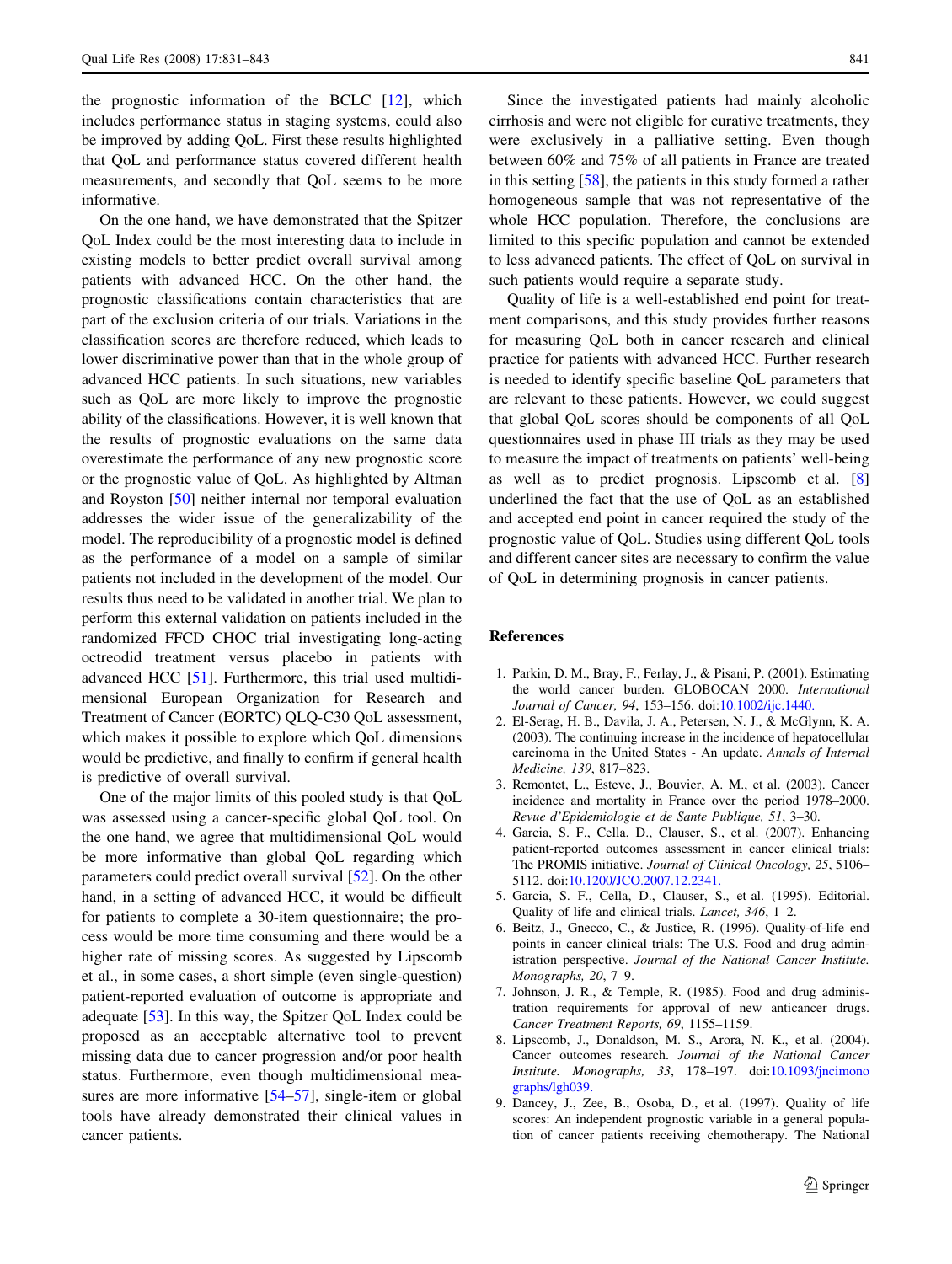the prognostic information of the BCLC [12], which includes performance status in staging systems, could also be improved by adding QoL. First these results highlighted that QoL and performance status covered different health measurements, and secondly that QoL seems to be more informative.

On the one hand, we have demonstrated that the Spitzer QoL Index could be the most interesting data to include in existing models to better predict overall survival among patients with advanced HCC. On the other hand, the prognostic classifications contain characteristics that are part of the exclusion criteria of our trials. Variations in the classification scores are therefore reduced, which leads to lower discriminative power than that in the whole group of advanced HCC patients. In such situations, new variables such as QoL are more likely to improve the prognostic ability of the classifications. However, it is well known that the results of prognostic evaluations on the same data overestimate the performance of any new prognostic score or the prognostic value of QoL. As highlighted by Altman and Royston [50] neither internal nor temporal evaluation addresses the wider issue of the generalizability of the model. The reproducibility of a prognostic model is defined as the performance of a model on a sample of similar patients not included in the development of the model. Our results thus need to be validated in another trial. We plan to perform this external validation on patients included in the randomized FFCD CHOC trial investigating long-acting octreodid treatment versus placebo in patients with advanced HCC [51]. Furthermore, this trial used multidimensional European Organization for Research and Treatment of Cancer (EORTC) QLQ-C30 QoL assessment, which makes it possible to explore which QoL dimensions would be predictive, and finally to confirm if general health is predictive of overall survival.

One of the major limits of this pooled study is that QoL was assessed using a cancer-specific global QoL tool. On the one hand, we agree that multidimensional QoL would be more informative than global QoL regarding which parameters could predict overall survival [52]. On the other hand, in a setting of advanced HCC, it would be difficult for patients to complete a 30-item questionnaire; the process would be more time consuming and there would be a higher rate of missing scores. As suggested by Lipscomb et al., in some cases, a short simple (even single-question) patient-reported evaluation of outcome is appropriate and adequate [53]. In this way, the Spitzer QoL Index could be proposed as an acceptable alternative tool to prevent missing data due to cancer progression and/or poor health status. Furthermore, even though multidimensional measures are more informative [54–57], single-item or global tools have already demonstrated their clinical values in cancer patients.

Since the investigated patients had mainly alcoholic cirrhosis and were not eligible for curative treatments, they were exclusively in a palliative setting. Even though between 60% and 75% of all patients in France are treated in this setting [58], the patients in this study formed a rather homogeneous sample that was not representative of the whole HCC population. Therefore, the conclusions are limited to this specific population and cannot be extended to less advanced patients. The effect of QoL on survival in such patients would require a separate study.

Quality of life is a well-established end point for treatment comparisons, and this study provides further reasons for measuring QoL both in cancer research and clinical practice for patients with advanced HCC. Further research is needed to identify specific baseline QoL parameters that are relevant to these patients. However, we could suggest that global QoL scores should be components of all QoL questionnaires used in phase III trials as they may be used to measure the impact of treatments on patients' well-being as well as to predict prognosis. Lipscomb et al. [8] underlined the fact that the use of QoL as an established and accepted end point in cancer required the study of the prognostic value of QoL. Studies using different QoL tools and different cancer sites are necessary to confirm the value of QoL in determining prognosis in cancer patients.

## References

1. Parkin, D. M., Bray, F., Ferlay, J., & Pisani, P. (2001). Estimating the world cancer burden. GLOBOCAN 2000. *International Journal of Cancer, 94*, 153–156. doi:10.1002/ijc.1440.
2. El-Serag, H. B., Davila, J. A., Petersen, N. J., & McGlynn, K. A. (2003). The continuing increase in the incidence of hepatocellular carcinoma in the United States - An update. *Annals of Internal Medicine, 139*, 817–823.
3. Remontet, L., Esteve, J., Bouvier, A. M., et al. (2003). Cancer incidence and mortality in France over the period 1978–2000. *Revue d'Epidemiologie et de Sante Publique, 51*, 3–30.
4. Garcia, S. F., Cella, D., Clauser, S., et al. (2007). Enhancing patient-reported outcomes assessment in cancer clinical trials: The PROMIS initiative. *Journal of Clinical Oncology, 25*, 5106–5112. doi:10.1200/JCO.2007.12.2341.
5. Garcia, S. F., Cella, D., Clauser, S., et al. (1995). Editorial. Quality of life and clinical trials. *Lancet, 346*, 1–2.
6. Beitz, J., Gnecco, C., & Justice, R. (1996). Quality-of-life end points in cancer clinical trials: The U.S. Food and drug administration perspective. *Journal of the National Cancer Institute. Monographs, 20*, 7–9.
7. Johnson, J. R., & Temple, R. (1985). Food and drug administration requirements for approval of new anticancer drugs. *Cancer Treatment Reports, 69*, 1155–1159.
8. Lipscomb, J., Donaldson, M. S., Arora, N. K., et al. (2004). Cancer outcomes research. *Journal of the National Cancer Institute. Monographs, 33*, 178–197. doi:10.1093/jncimonographs/lgh039.
9. Dancey, J., Zee, B., Osoba, D., et al. (1997). Quality of life scores: An independent prognostic variable in a general population of cancer patients receiving chemotherapy. The National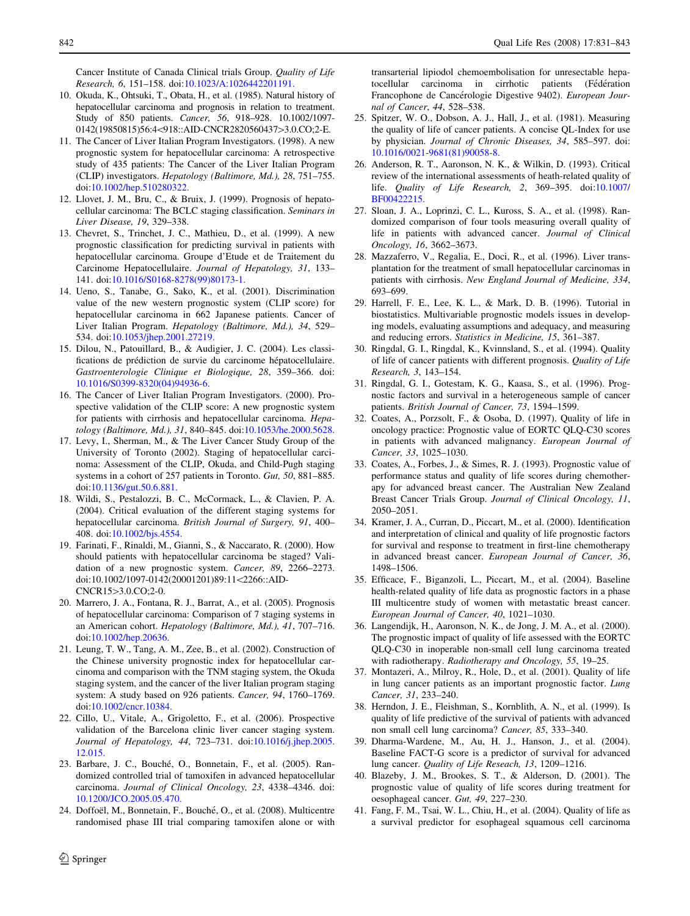Cancer Institute of Canada Clinical trials Group. *Quality of Life Research, 6*, 151–158. doi:10.1023/A:1026442201191.

10. Okuda, K., Ohtsuki, T., Obata, H., et al. (1985). Natural history of hepatocellular carcinoma and prognosis in relation to treatment. Study of 850 patients. *Cancer, 56*, 918–928. 10.1002/1097-0142(19850815)56:4<918::AID-CNCR2820560437>3.0.CO;2-E.
11. The Cancer of Liver Italian Program Investigators. (1998). A new prognostic system for hepatocellular carcinoma: A retrospective study of 435 patients: The Cancer of the Liver Italian Program (CLIP) investigators. *Hepatology (Baltimore, Md.), 28*, 751–755. doi:10.1002/hep.510280322.
12. Llovet, J. M., Bru, C., & Bruix, J. (1999). Prognosis of hepatocellular carcinoma: The BCLC staging classification. *Seminars in Liver Disease, 19*, 329–338.
13. Chevret, S., Trinchet, J. C., Mathieu, D., et al. (1999). A new prognostic classification for predicting survival in patients with hepatocellular carcinoma. Groupe d'Etude et de Traitement du Carcinome Hepatocellulaire. *Journal of Hepatology, 31*, 133–141. doi:10.1016/S0168-8278(99)80173-1.
14. Ueno, S., Tanabe, G., Sako, K., et al. (2001). Discrimination value of the new western prognostic system (CLIP score) for hepatocellular carcinoma in 662 Japanese patients. Cancer of Liver Italian Program. *Hepatology (Baltimore, Md.), 34*, 529–534. doi:10.1053/jhep.2001.27219.
15. Dilou, N., Patouillard, B., & Audigier, J. C. (2004). Les classifications de prédiction de survie du carcinome hépatocellulaire. *Gastroenterologie Clinique et Biologique, 28*, 359–366. doi:10.1016/S0399-8320(04)94936-6.
16. The Cancer of Liver Italian Program Investigators. (2000). Prospective validation of the CLIP score: A new prognostic system for patients with cirrhosis and hepatocellular carcinoma. *Hepatology (Baltimore, Md.), 31*, 840–845. doi:10.1053/he.2000.5628.
17. Levy, I., Sherman, M., & The Liver Cancer Study Group of the University of Toronto (2002). Staging of hepatocellular carcinoma: Assessment of the CLIP, Okuda, and Child-Pugh staging systems in a cohort of 257 patients in Toronto. *Gut, 50*, 881–885. doi:10.1136/gut.50.6.881.
18. Wildi, S., Pestalozzi, B. C., McCormack, L., & Clavien, P. A. (2004). Critical evaluation of the different staging systems for hepatocellular carcinoma. *British Journal of Surgery, 91*, 400–408. doi:10.1002/bjs.4554.
19. Farinati, F., Rinaldi, M., Gianni, S., & Naccarato, R. (2000). How should patients with hepatocellular carcinoma be staged? Validation of a new prognostic system. *Cancer, 89*, 2266–2273. doi:10.1002/1097-0142(20001201)89:11<2266::AID-CNCR15>3.0.CO;2-0.
20. Marrero, J. A., Fontana, R. J., Barrat, A., et al. (2005). Prognosis of hepatocellular carcinoma: Comparison of 7 staging systems in an American cohort. *Hepatology (Baltimore, Md.), 41*, 707–716. doi:10.1002/hep.20636.
21. Leung, T. W., Tang, A. M., Zee, B., et al. (2002). Construction of the Chinese university prognostic index for hepatocellular carcinoma and comparison with the TNM staging system, the Okuda staging system, and the cancer of the liver Italian program staging system: A study based on 926 patients. *Cancer, 94*, 1760–1769. doi:10.1002/cncr.10384.
22. Cillo, U., Vitale, A., Grigoletto, F., et al. (2006). Prospective validation of the Barcelona clinic liver cancer staging system. *Journal of Hepatology, 44*, 723–731. doi:10.1016/j.jhep.2005.12.015.
23. Barbare, J. C., Bouché, O., Bonnetain, F., et al. (2005). Randomized controlled trial of tamoxifen in advanced hepatocellular carcinoma. *Journal of Clinical Oncology, 23*, 4338–4346. doi:10.1200/JCO.2005.05.470.
24. Doffoël, M., Bonnetain, F., Bouché, O., et al. (2008). Multicentre randomised phase III trial comparing tamoxifen alone or with transarterial lipiodol chemoembolisation for unresectable hepatocellular carcinoma in cirrhotic patients (Fédération Francophone de Cancérologie Digestive 9402). *European Journal of Cancer, 44*, 528–538.
25. Spitzer, W. O., Dobson, A. J., Hall, J., et al. (1981). Measuring the quality of life of cancer patients. A concise QL-Index for use by physician. *Journal of Chronic Diseases, 34*, 585–597. doi:10.1016/0021-9681(81)90058-8.
26. Anderson, R. T., Aaronson, N. K., & Wilkin, D. (1993). Critical review of the international assessments of heath-related quality of life. *Quality of Life Research, 2*, 369–395. doi:10.1007/BF00422215.
27. Sloan, J. A., Loprinzi, C. L., Kuross, S. A., et al. (1998). Randomized comparison of four tools measuring overall quality of life in patients with advanced cancer. *Journal of Clinical Oncology, 16*, 3662–3673.
28. Mazzaferro, V., Regalia, E., Doci, R., et al. (1996). Liver transplantation for the treatment of small hepatocellular carcinomas in patients with cirrhosis. *New England Journal of Medicine, 334*, 693–699.
29. Harrell, F. E., Lee, K. L., & Mark, D. B. (1996). Tutorial in biostatistics. Multivariable prognostic models issues in developing models, evaluating assumptions and adequacy, and measuring and reducing errors. *Statistics in Medicine, 15*, 361–387.
30. Ringdal, G. I., Ringdal, K., Kvinnsland, S., et al. (1994). Quality of life of cancer patients with different prognosis. *Quality of Life Research, 3*, 143–154.
31. Ringdal, G. I., Gotestam, K. G., Kaasa, S., et al. (1996). Prognostic factors and survival in a heterogeneous sample of cancer patients. *British Journal of Cancer, 73*, 1594–1599.
32. Coates, A., Porzsolt, F., & Osoba, D. (1997). Quality of life in oncology practice: Prognostic value of EORTC QLQ-C30 scores in patients with advanced malignancy. *European Journal of Cancer, 33*, 1025–1030.
33. Coates, A., Forbes, J., & Simes, R. J. (1993). Prognostic value of performance status and quality of life scores during chemotherapy for advanced breast cancer. The Australian New Zealand Breast Cancer Trials Group. *Journal of Clinical Oncology, 11*, 2050–2051.
34. Kramer, J. A., Curran, D., Piccart, M., et al. (2000). Identification and interpretation of clinical and quality of life prognostic factors for survival and response to treatment in first-line chemotherapy in advanced breast cancer. *European Journal of Cancer, 36*, 1498–1506.
35. Efficace, F., Biganzoli, L., Piccart, M., et al. (2004). Baseline health-related quality of life data as prognostic factors in a phase III multicentre study of women with metastatic breast cancer. *European Journal of Cancer, 40*, 1021–1030.
36. Langendijk, H., Aaronson, N. K., de Jong, J. M. A., et al. (2000). The prognostic impact of quality of life assessed with the EORTC QLQ-C30 in inoperable non-small cell lung carcinoma treated with radiotherapy. *Radiotherapy and Oncology, 55*, 19–25.
37. Montazeri, A., Milroy, R., Hole, D., et al. (2001). Quality of life in lung cancer patients as an important prognostic factor. *Lung Cancer, 31*, 233–240.
38. Herndon, J. E., Fleishman, S., Kornblith, A. N., et al. (1999). Is quality of life predictive of the survival of patients with advanced non small cell lung carcinoma? *Cancer, 85*, 333–340.
39. Dharma-Wardene, M., Au, H. J., Hanson, J., et al. (2004). Baseline FACT-G score is a predictor of survival for advanced lung cancer. *Quality of Life Reseach, 13*, 1209–1216.
40. Blazeby, J. M., Brookes, S. T., & Alderson, D. (2001). The prognostic value of quality of life scores during treatment for oesophageal cancer. *Gut, 49*, 227–230.
41. Fang, F. M., Tsai, W. L., Chiu, H., et al. (2004). Quality of life as a survival predictor for esophageal squamous cell carcinoma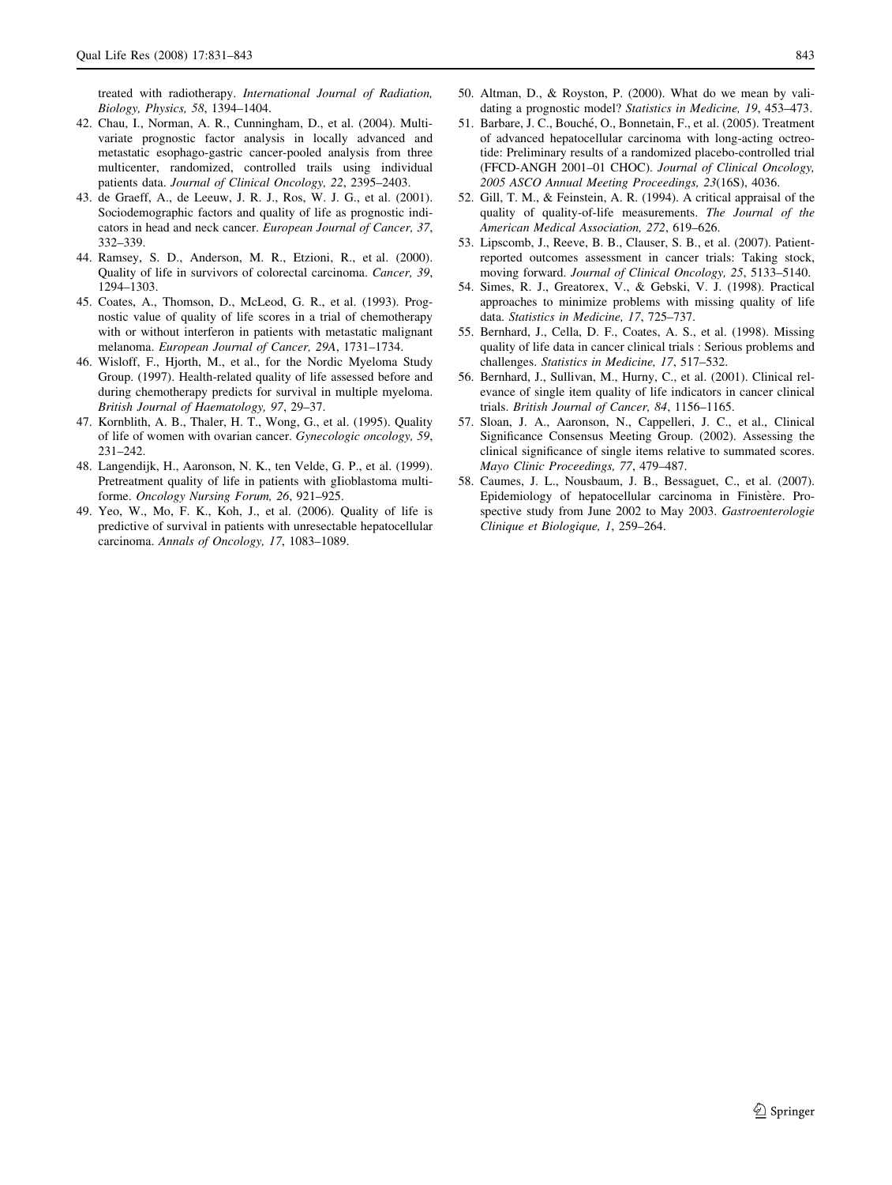treated with radiotherapy. *International Journal of Radiation, Biology, Physics, 58*, 1394–1404.

42. Chau, I., Norman, A. R., Cunningham, D., et al. (2004). Multivariate prognostic factor analysis in locally advanced and metastatic esophago-gastric cancer-pooled analysis from three multicenter, randomized, controlled trails using individual patients data. *Journal of Clinical Oncology, 22*, 2395–2403.
43. de Graeff, A., de Leeuw, J. R. J., Ros, W. J. G., et al. (2001). Sociodemographic factors and quality of life as prognostic indicators in head and neck cancer. *European Journal of Cancer, 37*, 332–339.
44. Ramsey, S. D., Anderson, M. R., Etzioni, R., et al. (2000). Quality of life in survivors of colorectal carcinoma. *Cancer, 39*, 1294–1303.
45. Coates, A., Thomson, D., McLeod, G. R., et al. (1993). Prognostic value of quality of life scores in a trial of chemotherapy with or without interferon in patients with metastatic malignant melanoma. *European Journal of Cancer, 29A*, 1731–1734.
46. Wisloff, F., Hjorth, M., et al., for the Nordic Myeloma Study Group. (1997). Health-related quality of life assessed before and during chemotherapy predicts for survival in multiple myeloma. *British Journal of Haematology, 97*, 29–37.
47. Kornblith, A. B., Thaler, H. T., Wong, G., et al. (1995). Quality of life of women with ovarian cancer. *Gynecologic oncology, 59*, 231–242.
48. Langendijk, H., Aaronson, N. K., ten Velde, G. P., et al. (1999). Pretreatment quality of life in patients with gIioblastoma multiforme. *Oncology Nursing Forum, 26*, 921–925.
49. Yeo, W., Mo, F. K., Koh, J., et al. (2006). Quality of life is predictive of survival in patients with unresectable hepatocellular carcinoma. *Annals of Oncology, 17*, 1083–1089.
50. Altman, D., & Royston, P. (2000). What do we mean by validating a prognostic model? *Statistics in Medicine, 19*, 453–473.
51. Barbare, J. C., Bouché, O., Bonnetain, F., et al. (2005). Treatment of advanced hepatocellular carcinoma with long-acting octreotide: Preliminary results of a randomized placebo-controlled trial (FFCD-ANGH 2001–01 CHOC). *Journal of Clinical Oncology, 2005 ASCO Annual Meeting Proceedings, 23*(16S), 4036.
52. Gill, T. M., & Feinstein, A. R. (1994). A critical appraisal of the quality of quality-of-life measurements. *The Journal of the American Medical Association, 272*, 619–626.
53. Lipscomb, J., Reeve, B. B., Clauser, S. B., et al. (2007). Patient-reported outcomes assessment in cancer trials: Taking stock, moving forward. *Journal of Clinical Oncology, 25*, 5133–5140.
54. Simes, R. J., Greatorex, V., & Gebski, V. J. (1998). Practical approaches to minimize problems with missing quality of life data. *Statistics in Medicine, 17*, 725–737.
55. Bernhard, J., Cella, D. F., Coates, A. S., et al. (1998). Missing quality of life data in cancer clinical trials : Serious problems and challenges. *Statistics in Medicine, 17*, 517–532.
56. Bernhard, J., Sullivan, M., Hurny, C., et al. (2001). Clinical relevance of single item quality of life indicators in cancer clinical trials. *British Journal of Cancer, 84*, 1156–1165.
57. Sloan, J. A., Aaronson, N., Cappelleri, J. C., et al., Clinical Significance Consensus Meeting Group. (2002). Assessing the clinical significance of single items relative to summated scores. *Mayo Clinic Proceedings, 77*, 479–487.
58. Caumes, J. L., Nousbaum, J. B., Bessaguet, C., et al. (2007). Epidemiology of hepatocellular carcinoma in Finistère. Prospective study from June 2002 to May 2003. *Gastroenterologie Clinique et Biologique, 1*, 259–264.